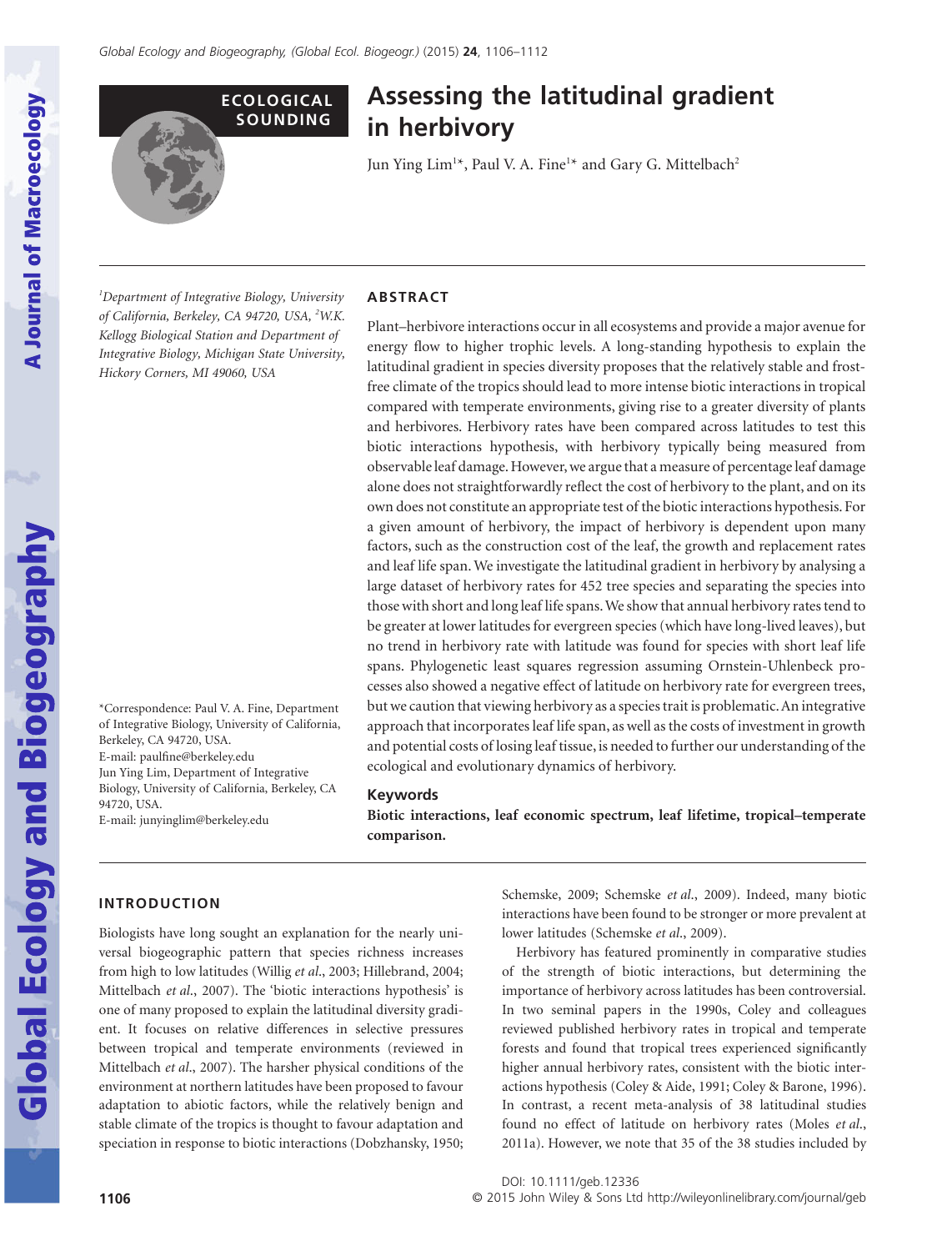ECOLOGICAL SOUNDING

# Assessing the latitudinal gradient in herbivory

Jun Ying Lim[1]*, Paul V. A. Fine[1]* and Gary G. Mittelbach[2]

[1]Department of Integrative Biology, University of California, Berkeley, CA 94720, USA, [2]W.K. Kellogg Biological Station and Department of Integrative Biology, Michigan State University, Hickory Corners, MI 49060, USA

*Correspondence: Paul V. A. Fine, Department of Integrative Biology, University of California, Berkeley, CA 94720, USA.
E-mail: paulfine@berkeley.edu
Jun Ying Lim, Department of Integrative Biology, University of California, Berkeley, CA 94720, USA.
E-mail: junyinglim@berkeley.edu

## ABSTRACT

Plant–herbivore interactions occur in all ecosystems and provide a major avenue for energy flow to higher trophic levels. A long-standing hypothesis to explain the latitudinal gradient in species diversity proposes that the relatively stable and frost-free climate of the tropics should lead to more intense biotic interactions in tropical compared with temperate environments, giving rise to a greater diversity of plants and herbivores. Herbivory rates have been compared across latitudes to test this biotic interactions hypothesis, with herbivory typically being measured from observable leaf damage. However, we argue that a measure of percentage leaf damage alone does not straightforwardly reflect the cost of herbivory to the plant, and on its own does not constitute an appropriate test of the biotic interactions hypothesis. For a given amount of herbivory, the impact of herbivory is dependent upon many factors, such as the construction cost of the leaf, the growth and replacement rates and leaf life span. We investigate the latitudinal gradient in herbivory by analysing a large dataset of herbivory rates for 452 tree species and separating the species into those with short and long leaf life spans. We show that annual herbivory rates tend to be greater at lower latitudes for evergreen species (which have long-lived leaves), but no trend in herbivory rate with latitude was found for species with short leaf life spans. Phylogenetic least squares regression assuming Ornstein-Uhlenbeck processes also showed a negative effect of latitude on herbivory rate for evergreen trees, but we caution that viewing herbivory as a species trait is problematic. An integrative approach that incorporates leaf life span, as well as the costs of investment in growth and potential costs of losing leaf tissue, is needed to further our understanding of the ecological and evolutionary dynamics of herbivory.

### Keywords

**Biotic interactions, leaf economic spectrum, leaf lifetime, tropical–temperate comparison.**

## INTRODUCTION

Biologists have long sought an explanation for the nearly universal biogeographic pattern that species richness increases from high to low latitudes (Willig *et al*., 2003; Hillebrand, 2004; Mittelbach *et al*., 2007). The 'biotic interactions hypothesis' is one of many proposed to explain the latitudinal diversity gradient. It focuses on relative differences in selective pressures between tropical and temperate environments (reviewed in Mittelbach *et al*., 2007). The harsher physical conditions of the environment at northern latitudes have been proposed to favour adaptation to abiotic factors, while the relatively benign and stable climate of the tropics is thought to favour adaptation and speciation in response to biotic interactions (Dobzhansky, 1950; Schemske, 2009; Schemske *et al*., 2009). Indeed, many biotic interactions have been found to be stronger or more prevalent at lower latitudes (Schemske *et al*., 2009).

Herbivory has featured prominently in comparative studies of the strength of biotic interactions, but determining the importance of herbivory across latitudes has been controversial. In two seminal papers in the 1990s, Coley and colleagues reviewed published herbivory rates in tropical and temperate forests and found that tropical trees experienced significantly higher annual herbivory rates, consistent with the biotic interactions hypothesis (Coley & Aide, 1991; Coley & Barone, 1996). In contrast, a recent meta-analysis of 38 latitudinal studies found no effect of latitude on herbivory rates (Moles *et al*., 2011a). However, we note that 35 of the 38 studies included by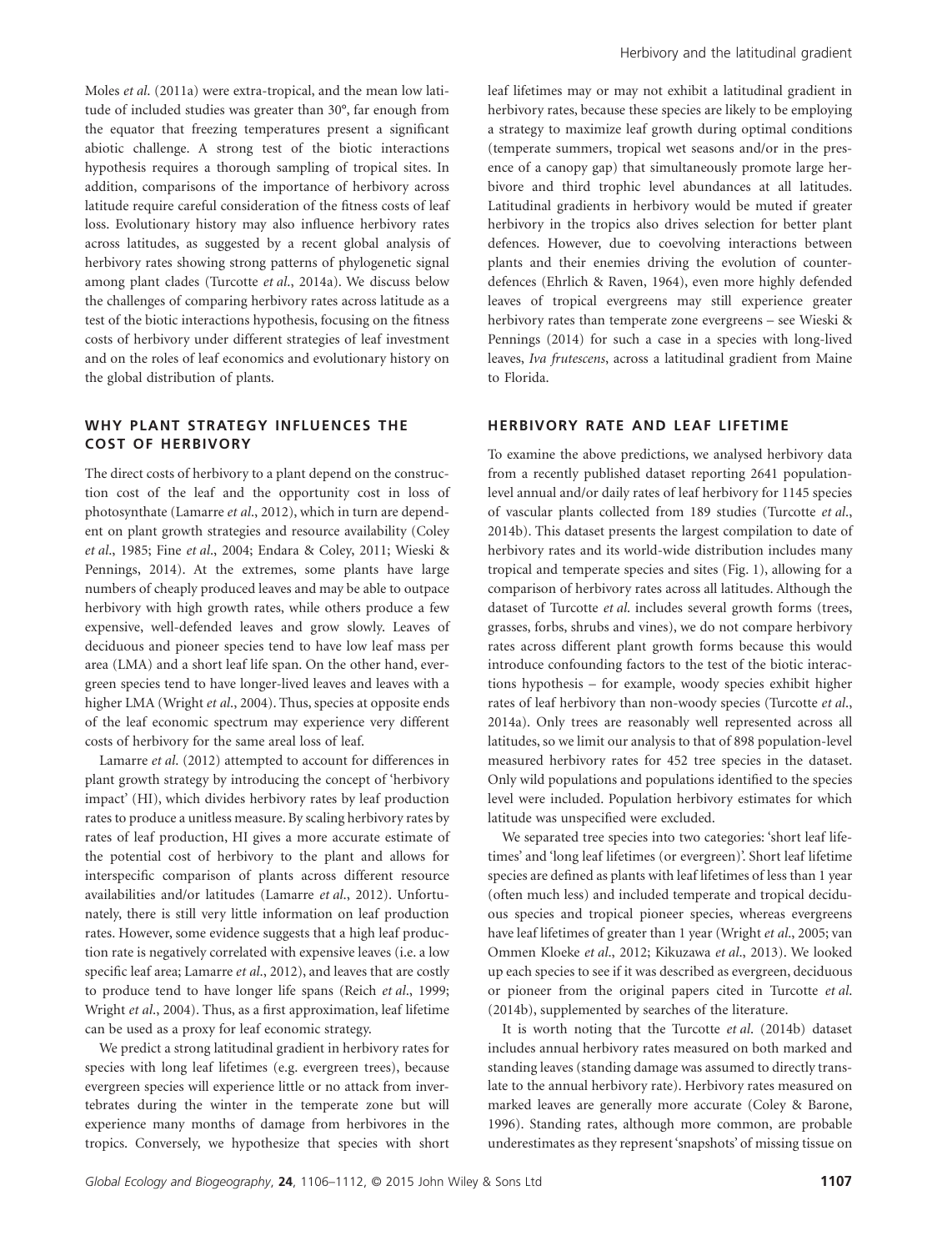Moles *et al.* (2011a) were extra-tropical, and the mean low latitude of included studies was greater than 30°, far enough from the equator that freezing temperatures present a significant abiotic challenge. A strong test of the biotic interactions hypothesis requires a thorough sampling of tropical sites. In addition, comparisons of the importance of herbivory across latitude require careful consideration of the fitness costs of leaf loss. Evolutionary history may also influence herbivory rates across latitudes, as suggested by a recent global analysis of herbivory rates showing strong patterns of phylogenetic signal among plant clades (Turcotte *et al.*, 2014a). We discuss below the challenges of comparing herbivory rates across latitude as a test of the biotic interactions hypothesis, focusing on the fitness costs of herbivory under different strategies of leaf investment and on the roles of leaf economics and evolutionary history on the global distribution of plants.

## WHY PLANT STRATEGY INFLUENCES THE COST OF HERBIVORY

The direct costs of herbivory to a plant depend on the construction cost of the leaf and the opportunity cost in loss of photosynthate (Lamarre *et al.*, 2012), which in turn are dependent on plant growth strategies and resource availability (Coley *et al.*, 1985; Fine *et al.*, 2004; Endara & Coley, 2011; Wieski & Pennings, 2014). At the extremes, some plants have large numbers of cheaply produced leaves and may be able to outpace herbivory with high growth rates, while others produce a few expensive, well-defended leaves and grow slowly. Leaves of deciduous and pioneer species tend to have low leaf mass per area (LMA) and a short leaf life span. On the other hand, evergreen species tend to have longer-lived leaves and leaves with a higher LMA (Wright *et al.*, 2004). Thus, species at opposite ends of the leaf economic spectrum may experience very different costs of herbivory for the same areal loss of leaf.

Lamarre *et al.* (2012) attempted to account for differences in plant growth strategy by introducing the concept of 'herbivory impact' (HI), which divides herbivory rates by leaf production rates to produce a unitless measure. By scaling herbivory rates by rates of leaf production, HI gives a more accurate estimate of the potential cost of herbivory to the plant and allows for interspecific comparison of plants across different resource availabilities and/or latitudes (Lamarre *et al.*, 2012). Unfortunately, there is still very little information on leaf production rates. However, some evidence suggests that a high leaf production rate is negatively correlated with expensive leaves (i.e. a low specific leaf area; Lamarre *et al.*, 2012), and leaves that are costly to produce tend to have longer life spans (Reich *et al.*, 1999; Wright *et al.*, 2004). Thus, as a first approximation, leaf lifetime can be used as a proxy for leaf economic strategy.

We predict a strong latitudinal gradient in herbivory rates for species with long leaf lifetimes (e.g. evergreen trees), because evergreen species will experience little or no attack from invertebrates during the winter in the temperate zone but will experience many months of damage from herbivores in the tropics. Conversely, we hypothesize that species with short leaf lifetimes may or may not exhibit a latitudinal gradient in herbivory rates, because these species are likely to be employing a strategy to maximize leaf growth during optimal conditions (temperate summers, tropical wet seasons and/or in the presence of a canopy gap) that simultaneously promote large herbivore and third trophic level abundances at all latitudes. Latitudinal gradients in herbivory would be muted if greater herbivory in the tropics also drives selection for better plant defences. However, due to coevolving interactions between plants and their enemies driving the evolution of counter-defences (Ehrlich & Raven, 1964), even more highly defended leaves of tropical evergreens may still experience greater herbivory rates than temperate zone evergreens – see Wieski & Pennings (2014) for such a case in a species with long-lived leaves, *Iva frutescens*, across a latitudinal gradient from Maine to Florida.

## HERBIVORY RATE AND LEAF LIFETIME

To examine the above predictions, we analysed herbivory data from a recently published dataset reporting 2641 population-level annual and/or daily rates of leaf herbivory for 1145 species of vascular plants collected from 189 studies (Turcotte *et al.*, 2014b). This dataset presents the largest compilation to date of herbivory rates and its world-wide distribution includes many tropical and temperate species and sites (Fig. 1), allowing for a comparison of herbivory rates across all latitudes. Although the dataset of Turcotte *et al.* includes several growth forms (trees, grasses, forbs, shrubs and vines), we do not compare herbivory rates across different plant growth forms because this would introduce confounding factors to the test of the biotic interactions hypothesis – for example, woody species exhibit higher rates of leaf herbivory than non-woody species (Turcotte *et al.*, 2014a). Only trees are reasonably well represented across all latitudes, so we limit our analysis to that of 898 population-level measured herbivory rates for 452 tree species in the dataset. Only wild populations and populations identified to the species level were included. Population herbivory estimates for which latitude was unspecified were excluded.

We separated tree species into two categories: 'short leaf lifetimes' and 'long leaf lifetimes (or evergreen)'. Short leaf lifetime species are defined as plants with leaf lifetimes of less than 1 year (often much less) and included temperate and tropical deciduous species and tropical pioneer species, whereas evergreens have leaf lifetimes of greater than 1 year (Wright *et al.*, 2005; van Ommen Kloeke *et al.*, 2012; Kikuzawa *et al.*, 2013). We looked up each species to see if it was described as evergreen, deciduous or pioneer from the original papers cited in Turcotte *et al.* (2014b), supplemented by searches of the literature.

It is worth noting that the Turcotte *et al.* (2014b) dataset includes annual herbivory rates measured on both marked and standing leaves (standing damage was assumed to directly translate to the annual herbivory rate). Herbivory rates measured on marked leaves are generally more accurate (Coley & Barone, 1996). Standing rates, although more common, are probable underestimates as they represent 'snapshots' of missing tissue on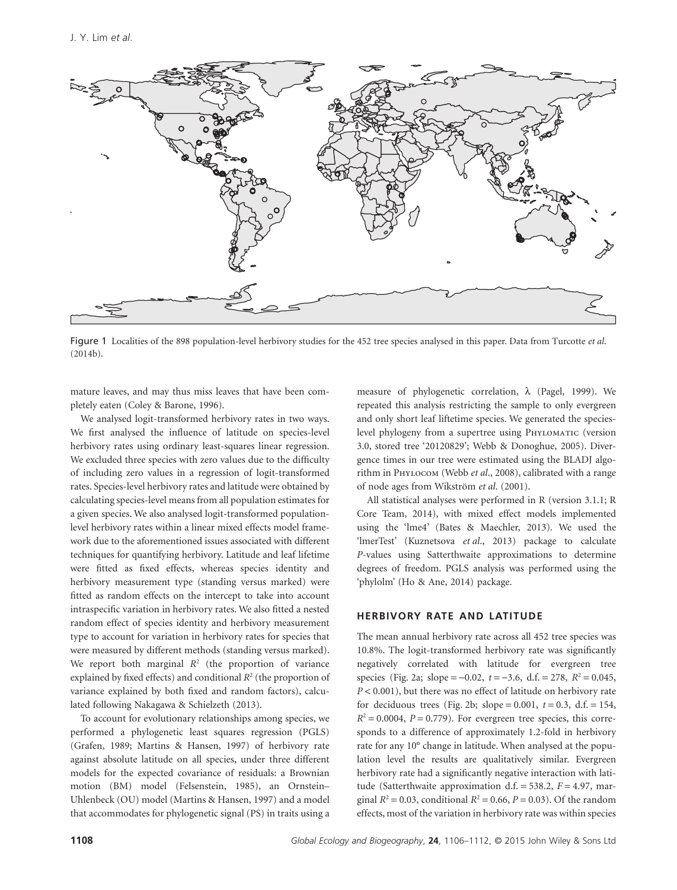Figure 1 Localities of the 898 population-level herbivory studies for the 452 tree species analysed in this paper. Data from Turcotte *et al.* (2014b).

mature leaves, and may thus miss leaves that have been completely eaten (Coley & Barone, 1996).

We analysed logit-transformed herbivory rates in two ways. We first analysed the influence of latitude on species-level herbivory rates using ordinary least-squares linear regression. We excluded three species with zero values due to the difficulty of including zero values in a regression of logit-transformed rates. Species-level herbivory rates and latitude were obtained by calculating species-level means from all population estimates for a given species. We also analysed logit-transformed population-level herbivory rates within a linear mixed effects model framework due to the aforementioned issues associated with different techniques for quantifying herbivory. Latitude and leaf lifetime were fitted as fixed effects, whereas species identity and herbivory measurement type (standing versus marked) were fitted as random effects on the intercept to take into account intraspecific variation in herbivory rates. We also fitted a nested random effect of species identity and herbivory measurement type to account for variation in herbivory rates for species that were measured by different methods (standing versus marked). We report both marginal $R^2$ (the proportion of variance explained by fixed effects) and conditional $R^2$ (the proportion of variance explained by both fixed and random factors), calculated following Nakagawa & Schielzeth (2013).

To account for evolutionary relationships among species, we performed a phylogenetic least squares regression (PGLS) (Grafen, 1989; Martins & Hansen, 1997) of herbivory rate against absolute latitude on all species, under three different models for the expected covariance of residuals: a Brownian motion (BM) model (Felsenstein, 1985), an Ornstein–Uhlenbeck (OU) model (Martins & Hansen, 1997) and a model that accommodates for phylogenetic signal (PS) in traits using a measure of phylogenetic correlation, $\lambda$ (Pagel, 1999). We repeated this analysis restricting the sample to only evergreen and only short leaf lifetime species. We generated the species-level phylogeny from a supertree using PHYLOMATIC (version 3.0, stored tree '20120829'; Webb & Donoghue, 2005). Divergence times in our tree were estimated using the BLADJ algorithm in PHYLOCOM (Webb *et al.*, 2008), calibrated with a range of node ages from Wikström *et al.* (2001).

All statistical analyses were performed in R (version 3.1.1; R Core Team, 2014), with mixed effect models implemented using the 'lme4' (Bates & Maechler, 2013). We used the 'lmerTest' (Kuznetsova *et al.*, 2013) package to calculate *P*-values using Satterthwaite approximations to determine degrees of freedom. PGLS analysis was performed using the 'phylolm' (Ho & Ane, 2014) package.

## HERBIVORY RATE AND LATITUDE

The mean annual herbivory rate across all 452 tree species was 10.8%. The logit-transformed herbivory rate was significantly negatively correlated with latitude for evergreen tree species (Fig. 2a; slope = −0.02, $t = -3.6$, d.f. = 278, $R^2 = 0.045$, $P < 0.001$), but there was no effect of latitude on herbivory rate for deciduous trees (Fig. 2b; slope = 0.001, $t = 0.3$, d.f. = 154, $R^2 = 0.0004$, $P = 0.779$). For evergreen tree species, this corresponds to a difference of approximately 1.2-fold in herbivory rate for any 10° change in latitude. When analysed at the population level the results are qualitatively similar. Evergreen herbivory rate had a significantly negative interaction with latitude (Satterthwaite approximation d.f. = 538.2, $F = 4.97$, marginal $R^2 = 0.03$, conditional $R^2 = 0.66$, $P = 0.03$). Of the random effects, most of the variation in herbivory rate was within species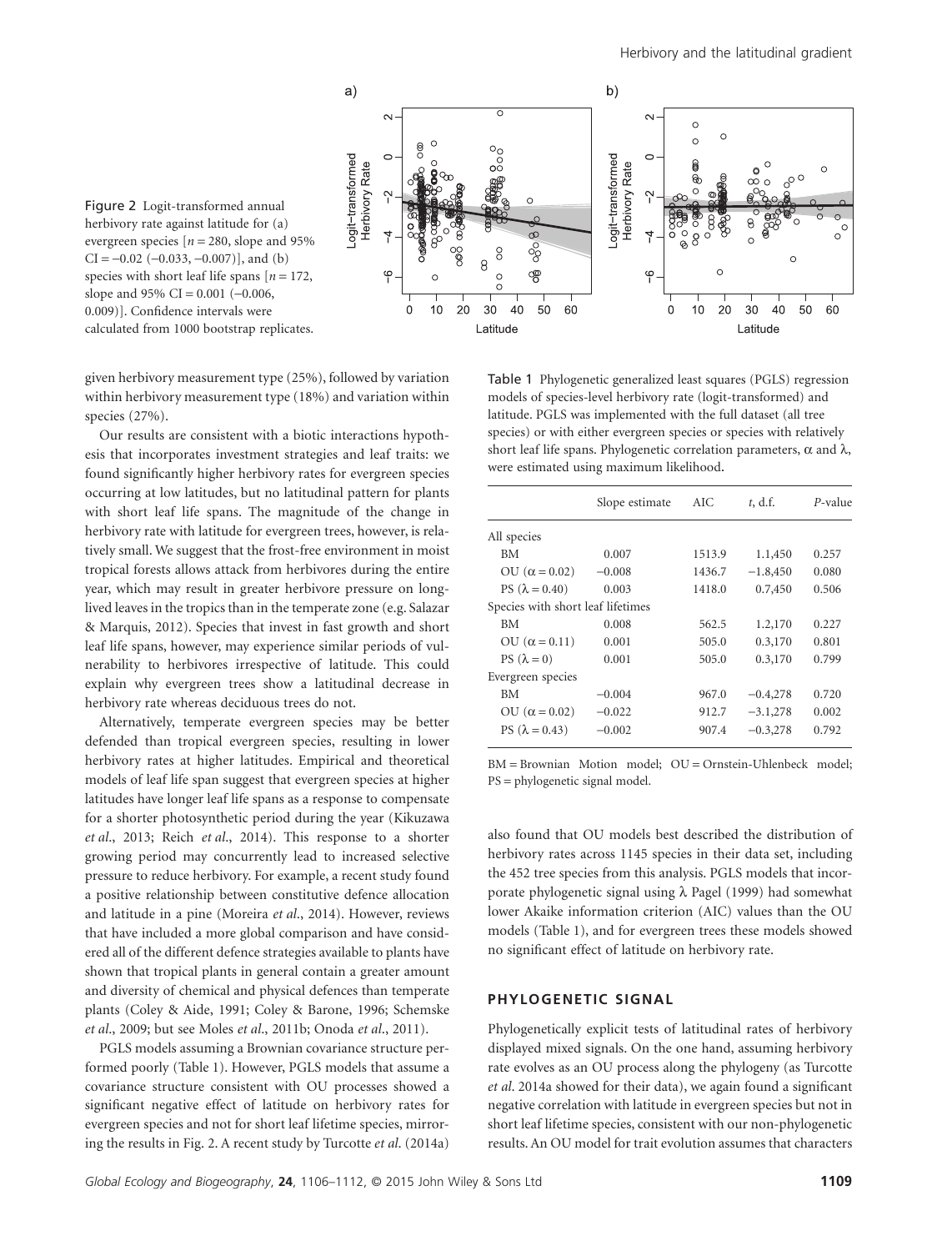Figure 2 Logit-transformed annual herbivory rate against latitude for (a) evergreen species [$n = 280$, slope and 95% CI = −0.02 (−0.033, −0.007)], and (b) species with short leaf life spans [$n = 172$, slope and 95% CI = 0.001 (−0.006, 0.009)]. Confidence intervals were calculated from 1000 bootstrap replicates.

given herbivory measurement type (25%), followed by variation within herbivory measurement type (18%) and variation within species (27%).

Our results are consistent with a biotic interactions hypothesis that incorporates investment strategies and leaf traits: we found significantly higher herbivory rates for evergreen species occurring at low latitudes, but no latitudinal pattern for plants with short leaf life spans. The magnitude of the change in herbivory rate with latitude for evergreen trees, however, is relatively small. We suggest that the frost-free environment in moist tropical forests allows attack from herbivores during the entire year, which may result in greater herbivore pressure on long-lived leaves in the tropics than in the temperate zone (e.g. Salazar & Marquis, 2012). Species that invest in fast growth and short leaf life spans, however, may experience similar periods of vulnerability to herbivores irrespective of latitude. This could explain why evergreen trees show a latitudinal decrease in herbivory rate whereas deciduous trees do not.

Alternatively, temperate evergreen species may be better defended than tropical evergreen species, resulting in lower herbivory rates at higher latitudes. Empirical and theoretical models of leaf life span suggest that evergreen species at higher latitudes have longer leaf life spans as a response to compensate for a shorter photosynthetic period during the year (Kikuzawa *et al*., 2013; Reich *et al*., 2014). This response to a shorter growing period may concurrently lead to increased selective pressure to reduce herbivory. For example, a recent study found a positive relationship between constitutive defence allocation and latitude in a pine (Moreira *et al*., 2014). However, reviews that have included a more global comparison and have considered all of the different defence strategies available to plants have shown that tropical plants in general contain a greater amount and diversity of chemical and physical defences than temperate plants (Coley & Aide, 1991; Coley & Barone, 1996; Schemske *et al*., 2009; but see Moles *et al*., 2011b; Onoda *et al*., 2011).

PGLS models assuming a Brownian covariance structure performed poorly (Table 1). However, PGLS models that assume a covariance structure consistent with OU processes showed a significant negative effect of latitude on herbivory rates for evergreen species and not for short leaf lifetime species, mirroring the results in Fig. 2. A recent study by Turcotte *et al*. (2014a) also found that OU models best described the distribution of herbivory rates across 1145 species in their data set, including the 452 tree species from this analysis. PGLS models that incorporate phylogenetic signal using λ Pagel (1999) had somewhat lower Akaike information criterion (AIC) values than the OU models (Table 1), and for evergreen trees these models showed no significant effect of latitude on herbivory rate.

Table 1 Phylogenetic generalized least squares (PGLS) regression models of species-level herbivory rate (logit-transformed) and latitude. PGLS was implemented with the full dataset (all tree species) or with either evergreen species or species with relatively short leaf life spans. Phylogenetic correlation parameters, α and λ, were estimated using maximum likelihood.

| | Slope estimate | AIC | *t*, d.f. | *P*-value |
|---|---|---|---|---|
| All species | | | | |
| BM | 0.007 | 1513.9 | 1.1,450 | 0.257 |
| OU ($\alpha = 0.02$) | −0.008 | 1436.7 | −1.8,450 | 0.080 |
| PS ($\lambda = 0.40$) | 0.003 | 1418.0 | 0.7,450 | 0.506 |
| Species with short leaf lifetimes | | | | |
| BM | 0.008 | 562.5 | 1.2,170 | 0.227 |
| OU ($\alpha = 0.11$) | 0.001 | 505.0 | 0.3,170 | 0.801 |
| PS ($\lambda = 0$) | 0.001 | 505.0 | 0.3,170 | 0.799 |
| Evergreen species | | | | |
| BM | −0.004 | 967.0 | −0.4,278 | 0.720 |
| OU ($\alpha = 0.02$) | −0.022 | 912.7 | −3.1,278 | 0.002 |
| PS ($\lambda = 0.43$) | −0.002 | 907.4 | −0.3,278 | 0.792 |

BM = Brownian Motion model; OU = Ornstein-Uhlenbeck model; PS = phylogenetic signal model.

## PHYLOGENETIC SIGNAL

Phylogenetically explicit tests of latitudinal rates of herbivory displayed mixed signals. On the one hand, assuming herbivory rate evolves as an OU process along the phylogeny (as Turcotte *et al*. 2014a showed for their data), we again found a significant negative correlation with latitude in evergreen species but not in short leaf lifetime species, consistent with our non-phylogenetic results. An OU model for trait evolution assumes that characters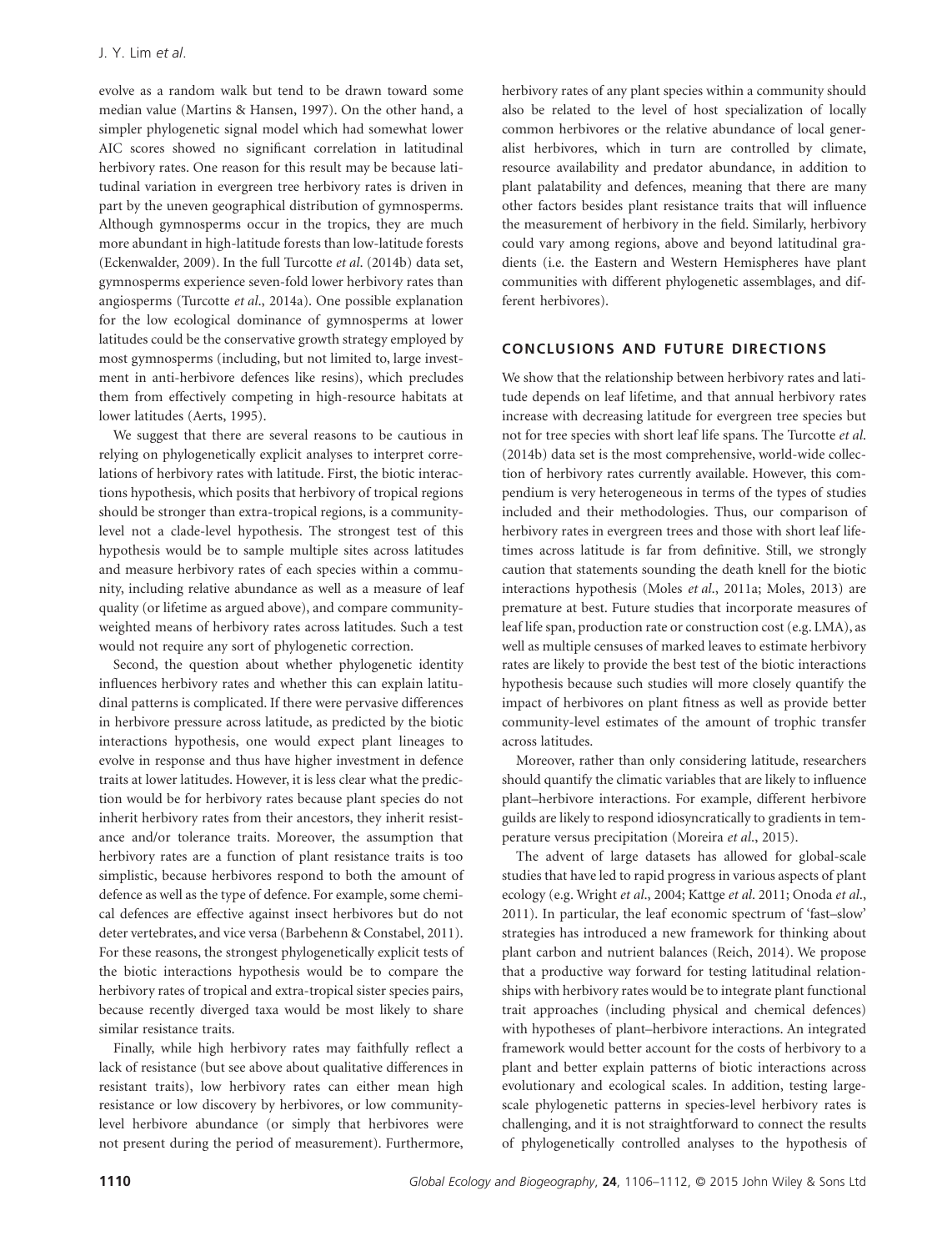evolve as a random walk but tend to be drawn toward some median value (Martins & Hansen, 1997). On the other hand, a simpler phylogenetic signal model which had somewhat lower AIC scores showed no significant correlation in latitudinal herbivory rates. One reason for this result may be because latitudinal variation in evergreen tree herbivory rates is driven in part by the uneven geographical distribution of gymnosperms. Although gymnosperms occur in the tropics, they are much more abundant in high-latitude forests than low-latitude forests (Eckenwalder, 2009). In the full Turcotte *et al*. (2014b) data set, gymnosperms experience seven-fold lower herbivory rates than angiosperms (Turcotte *et al*., 2014a). One possible explanation for the low ecological dominance of gymnosperms at lower latitudes could be the conservative growth strategy employed by most gymnosperms (including, but not limited to, large investment in anti-herbivore defences like resins), which precludes them from effectively competing in high-resource habitats at lower latitudes (Aerts, 1995).

We suggest that there are several reasons to be cautious in relying on phylogenetically explicit analyses to interpret correlations of herbivory rates with latitude. First, the biotic interactions hypothesis, which posits that herbivory of tropical regions should be stronger than extra-tropical regions, is a community-level not a clade-level hypothesis. The strongest test of this hypothesis would be to sample multiple sites across latitudes and measure herbivory rates of each species within a community, including relative abundance as well as a measure of leaf quality (or lifetime as argued above), and compare community-weighted means of herbivory rates across latitudes. Such a test would not require any sort of phylogenetic correction.

Second, the question about whether phylogenetic identity influences herbivory rates and whether this can explain latitudinal patterns is complicated. If there were pervasive differences in herbivore pressure across latitude, as predicted by the biotic interactions hypothesis, one would expect plant lineages to evolve in response and thus have higher investment in defence traits at lower latitudes. However, it is less clear what the prediction would be for herbivory rates because plant species do not inherit herbivory rates from their ancestors, they inherit resistance and/or tolerance traits. Moreover, the assumption that herbivory rates are a function of plant resistance traits is too simplistic, because herbivores respond to both the amount of defence as well as the type of defence. For example, some chemical defences are effective against insect herbivores but do not deter vertebrates, and vice versa (Barbehenn & Constabel, 2011). For these reasons, the strongest phylogenetically explicit tests of the biotic interactions hypothesis would be to compare the herbivory rates of tropical and extra-tropical sister species pairs, because recently diverged taxa would be most likely to share similar resistance traits.

Finally, while high herbivory rates may faithfully reflect a lack of resistance (but see above about qualitative differences in resistant traits), low herbivory rates can either mean high resistance or low discovery by herbivores, or low community-level herbivore abundance (or simply that herbivores were not present during the period of measurement). Furthermore, herbivory rates of any plant species within a community should also be related to the level of host specialization of locally common herbivores or the relative abundance of local generalist herbivores, which in turn are controlled by climate, resource availability and predator abundance, in addition to plant palatability and defences, meaning that there are many other factors besides plant resistance traits that will influence the measurement of herbivory in the field. Similarly, herbivory could vary among regions, above and beyond latitudinal gradients (i.e. the Eastern and Western Hemispheres have plant communities with different phylogenetic assemblages, and different herbivores).

## CONCLUSIONS AND FUTURE DIRECTIONS

We show that the relationship between herbivory rates and latitude depends on leaf lifetime, and that annual herbivory rates increase with decreasing latitude for evergreen tree species but not for tree species with short leaf life spans. The Turcotte *et al*. (2014b) data set is the most comprehensive, world-wide collection of herbivory rates currently available. However, this compendium is very heterogeneous in terms of the types of studies included and their methodologies. Thus, our comparison of herbivory rates in evergreen trees and those with short leaf lifetimes across latitude is far from definitive. Still, we strongly caution that statements sounding the death knell for the biotic interactions hypothesis (Moles *et al*., 2011a; Moles, 2013) are premature at best. Future studies that incorporate measures of leaf life span, production rate or construction cost (e.g. LMA), as well as multiple censuses of marked leaves to estimate herbivory rates are likely to provide the best test of the biotic interactions hypothesis because such studies will more closely quantify the impact of herbivores on plant fitness as well as provide better community-level estimates of the amount of trophic transfer across latitudes.

Moreover, rather than only considering latitude, researchers should quantify the climatic variables that are likely to influence plant–herbivore interactions. For example, different herbivore guilds are likely to respond idiosyncratically to gradients in temperature versus precipitation (Moreira *et al*., 2015).

The advent of large datasets has allowed for global-scale studies that have led to rapid progress in various aspects of plant ecology (e.g. Wright *et al*., 2004; Kattge *et al*. 2011; Onoda *et al*., 2011). In particular, the leaf economic spectrum of 'fast–slow' strategies has introduced a new framework for thinking about plant carbon and nutrient balances (Reich, 2014). We propose that a productive way forward for testing latitudinal relationships with herbivory rates would be to integrate plant functional trait approaches (including physical and chemical defences) with hypotheses of plant–herbivore interactions. An integrated framework would better account for the costs of herbivory to a plant and better explain patterns of biotic interactions across evolutionary and ecological scales. In addition, testing large-scale phylogenetic patterns in species-level herbivory rates is challenging, and it is not straightforward to connect the results of phylogenetically controlled analyses to the hypothesis of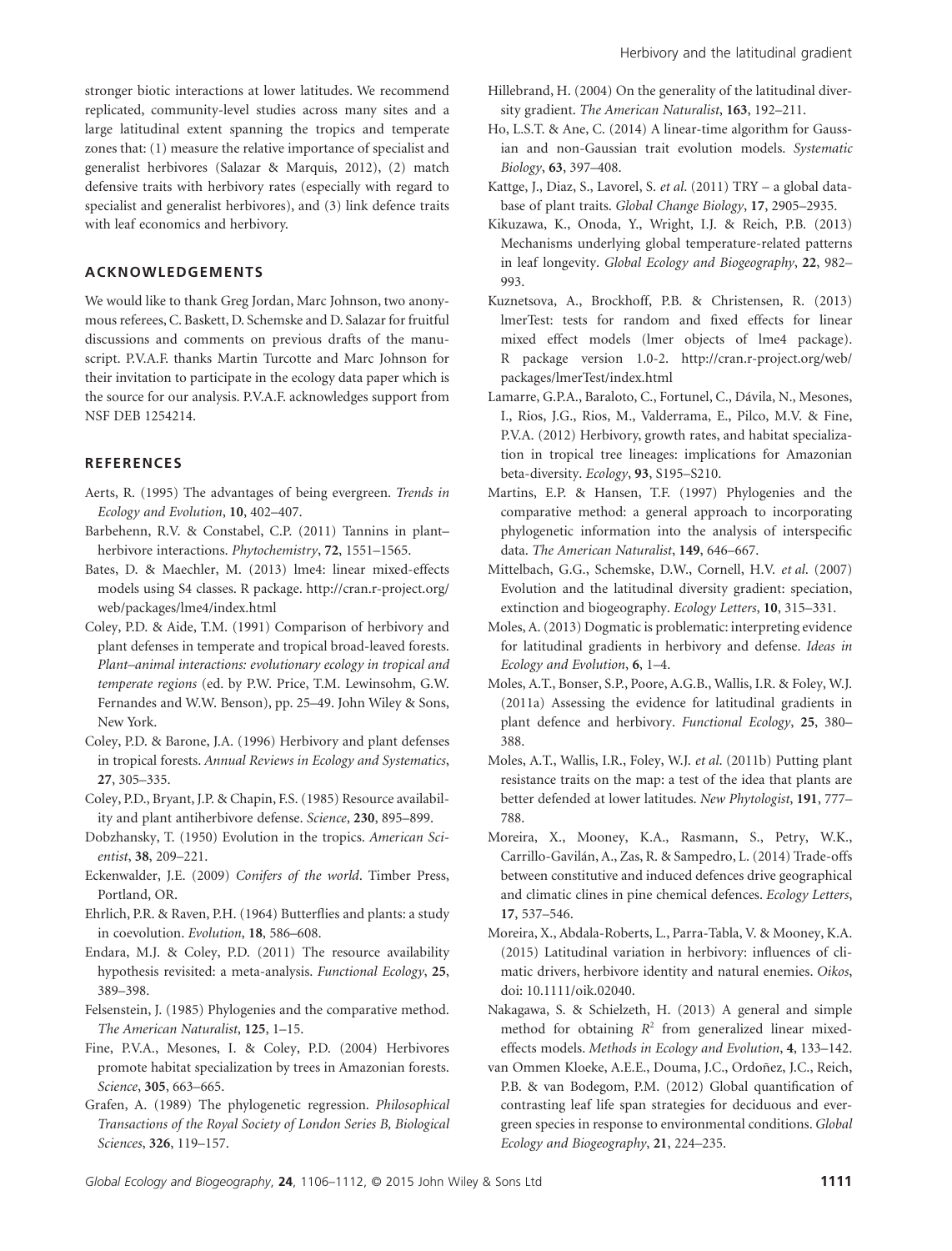stronger biotic interactions at lower latitudes. We recommend replicated, community-level studies across many sites and a large latitudinal extent spanning the tropics and temperate zones that: (1) measure the relative importance of specialist and generalist herbivores (Salazar & Marquis, 2012), (2) match defensive traits with herbivory rates (especially with regard to specialist and generalist herbivores), and (3) link defence traits with leaf economics and herbivory.

## ACKNOWLEDGEMENTS

We would like to thank Greg Jordan, Marc Johnson, two anonymous referees, C. Baskett, D. Schemske and D. Salazar for fruitful discussions and comments on previous drafts of the manuscript. P.V.A.F. thanks Martin Turcotte and Marc Johnson for their invitation to participate in the ecology data paper which is the source for our analysis. P.V.A.F. acknowledges support from NSF DEB 1254214.

## REFERENCES

Aerts, R. (1995) The advantages of being evergreen. *Trends in Ecology and Evolution*, **10**, 402–407.

Barbehenn, R.V. & Constabel, C.P. (2011) Tannins in plant–herbivore interactions. *Phytochemistry*, **72**, 1551–1565.

Bates, D. & Maechler, M. (2013) lme4: linear mixed-effects models using S4 classes. R package. http://cran.r-project.org/web/packages/lme4/index.html

Coley, P.D. & Aide, T.M. (1991) Comparison of herbivory and plant defenses in temperate and tropical broad-leaved forests. *Plant–animal interactions: evolutionary ecology in tropical and temperate regions* (ed. by P.W. Price, T.M. Lewinsohm, G.W. Fernandes and W.W. Benson), pp. 25–49. John Wiley & Sons, New York.

Coley, P.D. & Barone, J.A. (1996) Herbivory and plant defenses in tropical forests. *Annual Reviews in Ecology and Systematics*, **27**, 305–335.

Coley, P.D., Bryant, J.P. & Chapin, F.S. (1985) Resource availability and plant antiherbivore defense. *Science*, **230**, 895–899.

Dobzhansky, T. (1950) Evolution in the tropics. *American Scientist*, **38**, 209–221.

Eckenwalder, J.E. (2009) *Conifers of the world*. Timber Press, Portland, OR.

Ehrlich, P.R. & Raven, P.H. (1964) Butterflies and plants: a study in coevolution. *Evolution*, **18**, 586–608.

Endara, M.J. & Coley, P.D. (2011) The resource availability hypothesis revisited: a meta-analysis. *Functional Ecology*, **25**, 389–398.

Felsenstein, J. (1985) Phylogenies and the comparative method. *The American Naturalist*, **125**, 1–15.

Fine, P.V.A., Mesones, I. & Coley, P.D. (2004) Herbivores promote habitat specialization by trees in Amazonian forests. *Science*, **305**, 663–665.

Grafen, A. (1989) The phylogenetic regression. *Philosophical Transactions of the Royal Society of London Series B, Biological Sciences*, **326**, 119–157.

Hillebrand, H. (2004) On the generality of the latitudinal diversity gradient. *The American Naturalist*, **163**, 192–211.

Ho, L.S.T. & Ane, C. (2014) A linear-time algorithm for Gaussian and non-Gaussian trait evolution models. *Systematic Biology*, **63**, 397–408.

Kattge, J., Diaz, S., Lavorel, S. *et al.* (2011) TRY – a global database of plant traits. *Global Change Biology*, **17**, 2905–2935.

Kikuzawa, K., Onoda, Y., Wright, I.J. & Reich, P.B. (2013) Mechanisms underlying global temperature-related patterns in leaf longevity. *Global Ecology and Biogeography*, **22**, 982–993.

Kuznetsova, A., Brockhoff, P.B. & Christensen, R. (2013) lmerTest: tests for random and fixed effects for linear mixed effect models (lmer objects of lme4 package). R package version 1.0-2. http://cran.r-project.org/web/packages/lmerTest/index.html

Lamarre, G.P.A., Baraloto, C., Fortunel, C., Dávila, N., Mesones, I., Rios, J.G., Rios, M., Valderrama, E., Pilco, M.V. & Fine, P.V.A. (2012) Herbivory, growth rates, and habitat specialization in tropical tree lineages: implications for Amazonian beta-diversity. *Ecology*, **93**, S195–S210.

Martins, E.P. & Hansen, T.F. (1997) Phylogenies and the comparative method: a general approach to incorporating phylogenetic information into the analysis of interspecific data. *The American Naturalist*, **149**, 646–667.

Mittelbach, G.G., Schemske, D.W., Cornell, H.V. *et al.* (2007) Evolution and the latitudinal diversity gradient: speciation, extinction and biogeography. *Ecology Letters*, **10**, 315–331.

Moles, A. (2013) Dogmatic is problematic: interpreting evidence for latitudinal gradients in herbivory and defense. *Ideas in Ecology and Evolution*, **6**, 1–4.

Moles, A.T., Bonser, S.P., Poore, A.G.B., Wallis, I.R. & Foley, W.J. (2011a) Assessing the evidence for latitudinal gradients in plant defence and herbivory. *Functional Ecology*, **25**, 380–388.

Moles, A.T., Wallis, I.R., Foley, W.J. *et al.* (2011b) Putting plant resistance traits on the map: a test of the idea that plants are better defended at lower latitudes. *New Phytologist*, **191**, 777–788.

Moreira, X., Mooney, K.A., Rasmann, S., Petry, W.K., Carrillo-Gavilán, A., Zas, R. & Sampedro, L. (2014) Trade-offs between constitutive and induced defences drive geographical and climatic clines in pine chemical defences. *Ecology Letters*, **17**, 537–546.

Moreira, X., Abdala-Roberts, L., Parra-Tabla, V. & Mooney, K.A. (2015) Latitudinal variation in herbivory: influences of climatic drivers, herbivore identity and natural enemies. *Oikos*, doi: 10.1111/oik.02040.

Nakagawa, S. & Schielzeth, H. (2013) A general and simple method for obtaining $R^2$ from generalized linear mixed-effects models. *Methods in Ecology and Evolution*, **4**, 133–142.

van Ommen Kloeke, A.E.E., Douma, J.C., Ordoñez, J.C., Reich, P.B. & van Bodegom, P.M. (2012) Global quantification of contrasting leaf life span strategies for deciduous and evergreen species in response to environmental conditions. *Global Ecology and Biogeography*, **21**, 224–235.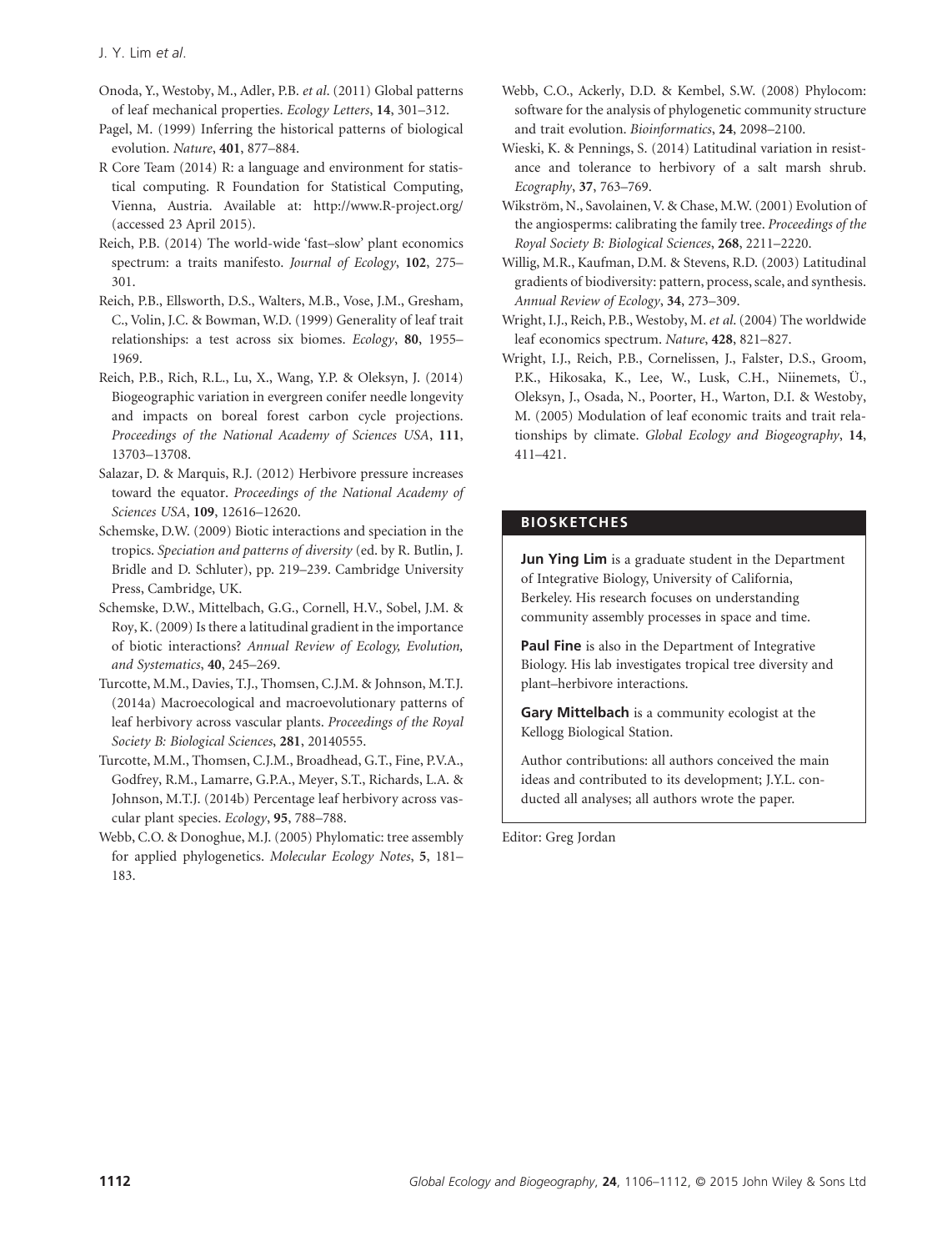Onoda, Y., Westoby, M., Adler, P.B. *et al*. (2011) Global patterns of leaf mechanical properties. *Ecology Letters*, **14**, 301–312.

Pagel, M. (1999) Inferring the historical patterns of biological evolution. *Nature*, **401**, 877–884.

R Core Team (2014) R: a language and environment for statistical computing. R Foundation for Statistical Computing, Vienna, Austria. Available at: http://www.R-project.org/ (accessed 23 April 2015).

Reich, P.B. (2014) The world-wide 'fast–slow' plant economics spectrum: a traits manifesto. *Journal of Ecology*, **102**, 275–301.

Reich, P.B., Ellsworth, D.S., Walters, M.B., Vose, J.M., Gresham, C., Volin, J.C. & Bowman, W.D. (1999) Generality of leaf trait relationships: a test across six biomes. *Ecology*, **80**, 1955–1969.

Reich, P.B., Rich, R.L., Lu, X., Wang, Y.P. & Oleksyn, J. (2014) Biogeographic variation in evergreen conifer needle longevity and impacts on boreal forest carbon cycle projections. *Proceedings of the National Academy of Sciences USA*, **111**, 13703–13708.

Salazar, D. & Marquis, R.J. (2012) Herbivore pressure increases toward the equator. *Proceedings of the National Academy of Sciences USA*, **109**, 12616–12620.

Schemske, D.W. (2009) Biotic interactions and speciation in the tropics. *Speciation and patterns of diversity* (ed. by R. Butlin, J. Bridle and D. Schluter), pp. 219–239. Cambridge University Press, Cambridge, UK.

Schemske, D.W., Mittelbach, G.G., Cornell, H.V., Sobel, J.M. & Roy, K. (2009) Is there a latitudinal gradient in the importance of biotic interactions? *Annual Review of Ecology, Evolution, and Systematics*, **40**, 245–269.

Turcotte, M.M., Davies, T.J., Thomsen, C.J.M. & Johnson, M.T.J. (2014a) Macroecological and macroevolutionary patterns of leaf herbivory across vascular plants. *Proceedings of the Royal Society B: Biological Sciences*, **281**, 20140555.

Turcotte, M.M., Thomsen, C.J.M., Broadhead, G.T., Fine, P.V.A., Godfrey, R.M., Lamarre, G.P.A., Meyer, S.T., Richards, L.A. & Johnson, M.T.J. (2014b) Percentage leaf herbivory across vascular plant species. *Ecology*, **95**, 788–788.

Webb, C.O. & Donoghue, M.J. (2005) Phylomatic: tree assembly for applied phylogenetics. *Molecular Ecology Notes*, **5**, 181–183.

Webb, C.O., Ackerly, D.D. & Kembel, S.W. (2008) Phylocom: software for the analysis of phylogenetic community structure and trait evolution. *Bioinformatics*, **24**, 2098–2100.

Wieski, K. & Pennings, S. (2014) Latitudinal variation in resistance and tolerance to herbivory of a salt marsh shrub. *Ecography*, **37**, 763–769.

Wikström, N., Savolainen, V. & Chase, M.W. (2001) Evolution of the angiosperms: calibrating the family tree. *Proceedings of the Royal Society B: Biological Sciences*, **268**, 2211–2220.

Willig, M.R., Kaufman, D.M. & Stevens, R.D. (2003) Latitudinal gradients of biodiversity: pattern, process, scale, and synthesis. *Annual Review of Ecology*, **34**, 273–309.

Wright, I.J., Reich, P.B., Westoby, M. *et al*. (2004) The worldwide leaf economics spectrum. *Nature*, **428**, 821–827.

Wright, I.J., Reich, P.B., Cornelissen, J., Falster, D.S., Groom, P.K., Hikosaka, K., Lee, W., Lusk, C.H., Niinemets, Ü., Oleksyn, J., Osada, N., Poorter, H., Warton, D.I. & Westoby, M. (2005) Modulation of leaf economic traits and trait relationships by climate. *Global Ecology and Biogeography*, **14**, 411–421.

## BIOSKETCHES

**Jun Ying Lim** is a graduate student in the Department of Integrative Biology, University of California, Berkeley. His research focuses on understanding community assembly processes in space and time.

**Paul Fine** is also in the Department of Integrative Biology. His lab investigates tropical tree diversity and plant–herbivore interactions.

**Gary Mittelbach** is a community ecologist at the Kellogg Biological Station.

Author contributions: all authors conceived the main ideas and contributed to its development; J.Y.L. conducted all analyses; all authors wrote the paper.

Editor: Greg Jordan